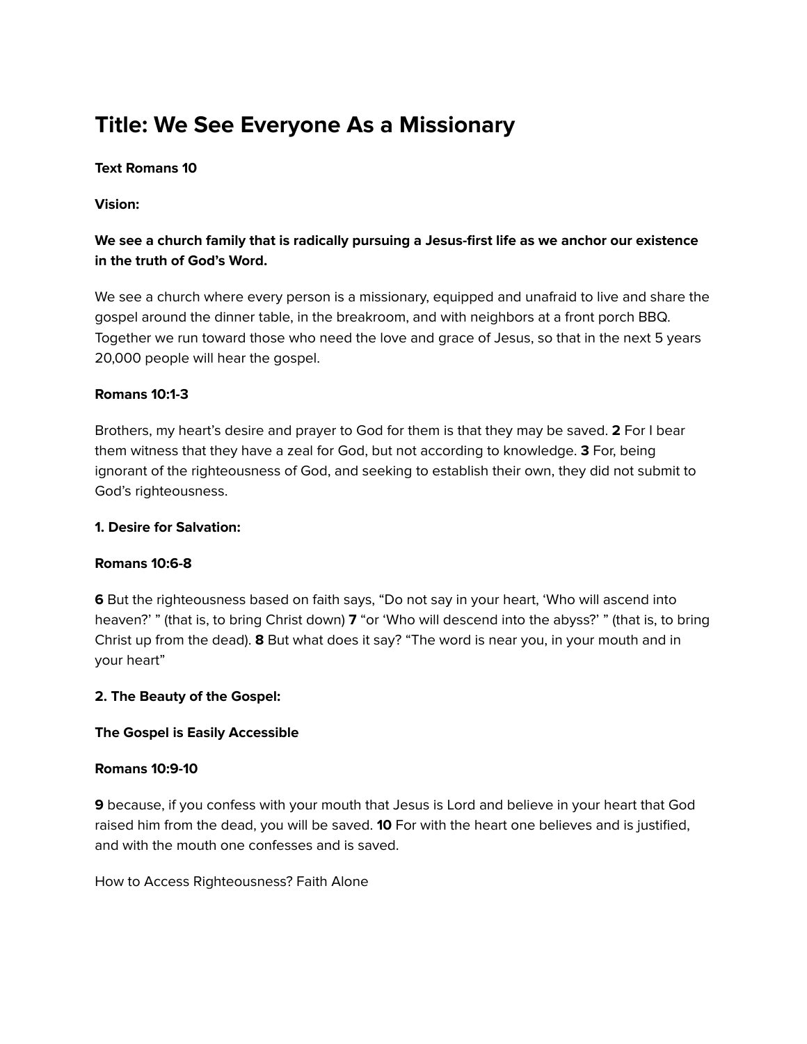# Title: We See Everyone As a Missionary

**Text Romans 10**

**Vision:**

**We see a church family that is radically pursuing a Jesus-first life as we anchor our existence in the truth of God's Word.**

We see a church where every person is a missionary, equipped and unafraid to live and share the gospel around the dinner table, in the breakroom, and with neighbors at a front porch BBQ. Together we run toward those who need the love and grace of Jesus, so that in the next 5 years 20,000 people will hear the gospel.

**Romans 10:1-3**

Brothers, my heart's desire and prayer to God for them is that they may be saved. **2** For I bear them witness that they have a zeal for God, but not according to knowledge. **3** For, being ignorant of the righteousness of God, and seeking to establish their own, they did not submit to God's righteousness.

**1. Desire for Salvation:**

**Romans 10:6-8**

**6** But the righteousness based on faith says, "Do not say in your heart, 'Who will ascend into heaven?' " (that is, to bring Christ down) **7** "or 'Who will descend into the abyss?' " (that is, to bring Christ up from the dead). **8** But what does it say? "The word is near you, in your mouth and in your heart"

**2. The Beauty of the Gospel:**

**The Gospel is Easily Accessible**

**Romans 10:9-10**

**9** because, if you confess with your mouth that Jesus is Lord and believe in your heart that God raised him from the dead, you will be saved. **10** For with the heart one believes and is justified, and with the mouth one confesses and is saved.

How to Access Righteousness? Faith Alone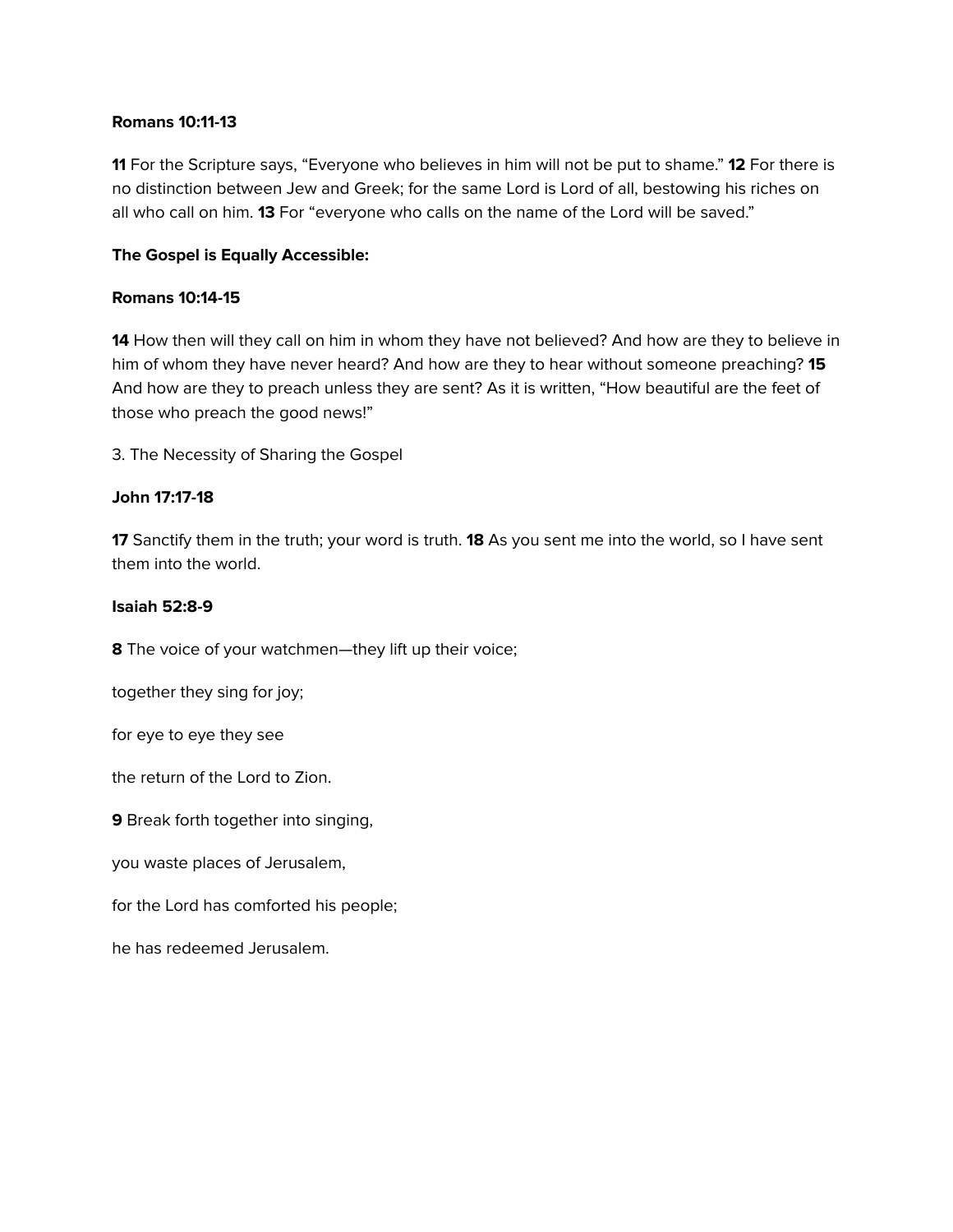**Romans 10:11-13**

**11** For the Scripture says, "Everyone who believes in him will not be put to shame." **12** For there is no distinction between Jew and Greek; for the same Lord is Lord of all, bestowing his riches on all who call on him. **13** For "everyone who calls on the name of the Lord will be saved."

**The Gospel is Equally Accessible:**

**Romans 10:14-15**

**14** How then will they call on him in whom they have not believed? And how are they to believe in him of whom they have never heard? And how are they to hear without someone preaching? **15** And how are they to preach unless they are sent? As it is written, "How beautiful are the feet of those who preach the good news!"

3. The Necessity of Sharing the Gospel

**John 17:17-18**

**17** Sanctify them in the truth; your word is truth. **18** As you sent me into the world, so I have sent them into the world.

**Isaiah 52:8-9**

**8** The voice of your watchmen—they lift up their voice;

together they sing for joy;

for eye to eye they see

the return of the Lord to Zion.

**9** Break forth together into singing,

you waste places of Jerusalem,

for the Lord has comforted his people;

he has redeemed Jerusalem.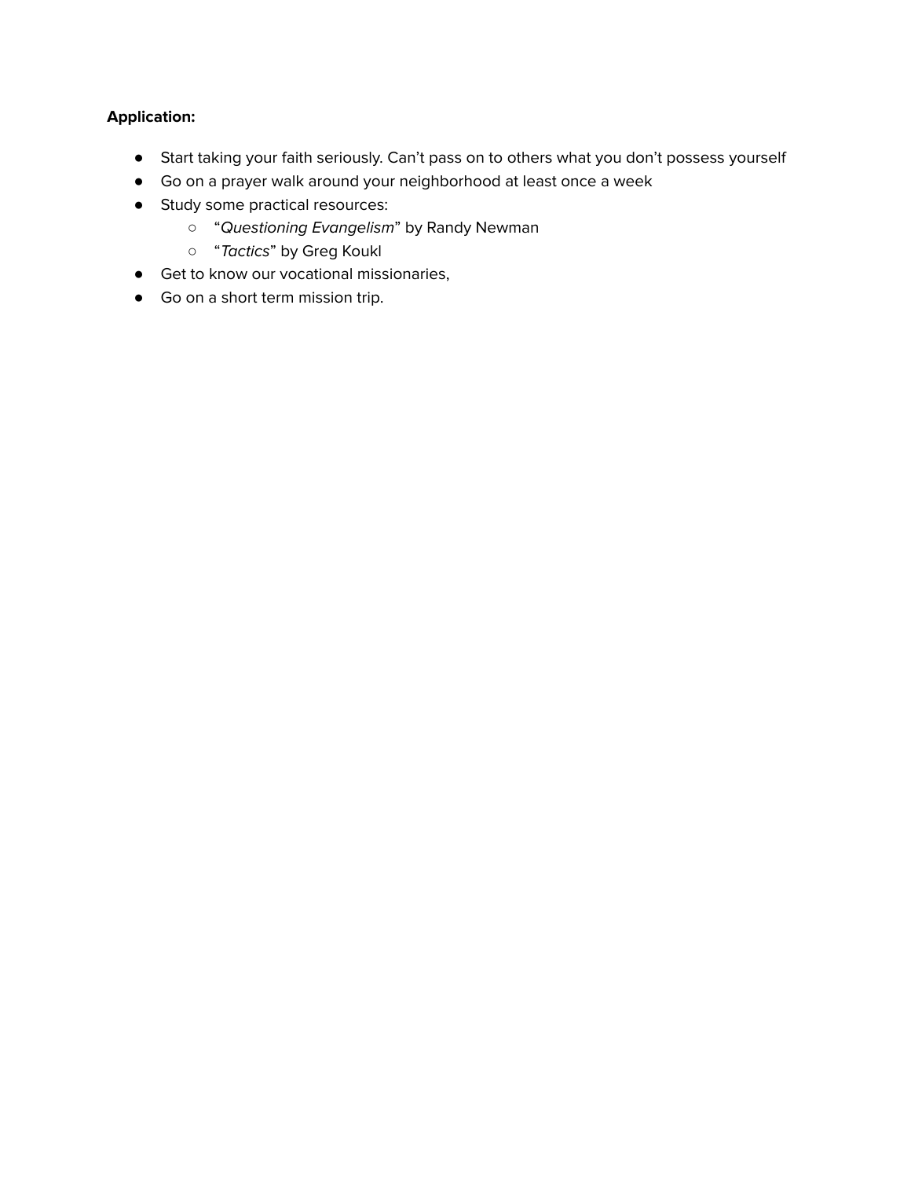**Application:**

- Start taking your faith seriously. Can't pass on to others what you don't possess yourself
- Go on a prayer walk around your neighborhood at least once a week
- Study some practical resources:
  - "*Questioning Evangelism*" by Randy Newman
  - "*Tactics*" by Greg Koukl
- Get to know our vocational missionaries,
- Go on a short term mission trip.